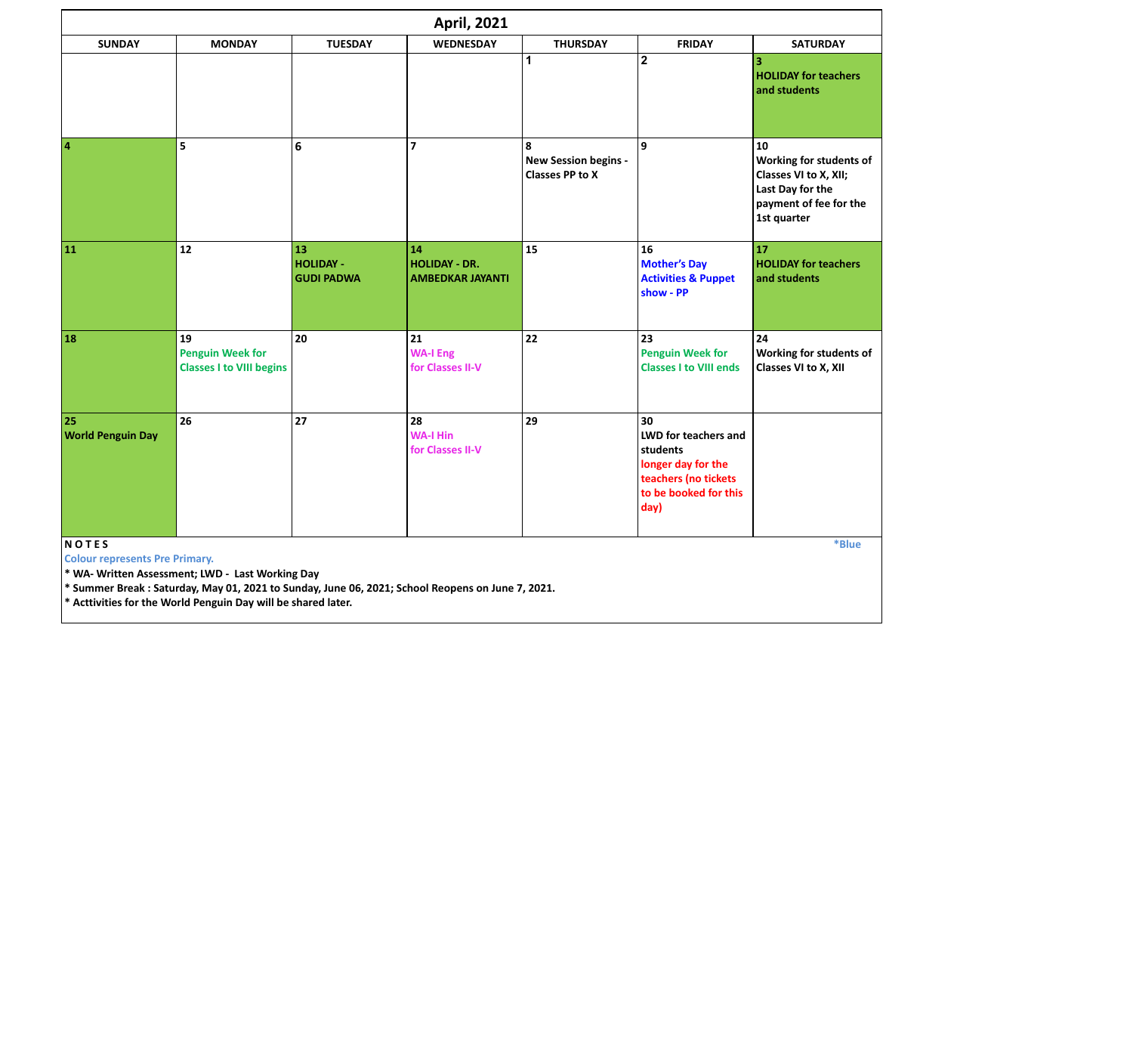## April, 2021

| SUNDAY | MONDAY | TUESDAY | WEDNESDAY | THURSDAY | FRIDAY | SATURDAY |
|---|---|---|---|---|---|---|
| | | | | 1 | 2 | 3 HOLIDAY for teachers and students |
| 4 | 5 | 6 | 7 | 8 New Session begins - Classes PP to X | 9 | 10 Working for students of Classes VI to X, XII; Last Day for the payment of fee for the 1st quarter |
| 11 | 12 | 13 HOLIDAY - GUDI PADWA | 14 HOLIDAY - DR. AMBEDKAR JAYANTI | 15 | 16 Mother's Day Activities & Puppet show - PP | 17 HOLIDAY for teachers and students |
| 18 | 19 Penguin Week for Classes I to VIII begins | 20 | 21 WA-I Eng for Classes II-V | 22 | 23 Penguin Week for Classes I to VIII ends | 24 Working for students of Classes VI to X, XII |
| 25 World Penguin Day | 26 | 27 | 28 WA-I Hin for Classes II-V | 29 | 30 LWD for teachers and students longer day for the teachers (no tickets to be booked for this day) | |

**N O T E S**

*Blue Colour represents Pre Primary.

* WA- Written Assessment; LWD - Last Working Day
* Summer Break : Saturday, May 01, 2021 to Sunday, June 06, 2021; School Reopens on June 7, 2021.
* Acttivities for the World Penguin Day will be shared later.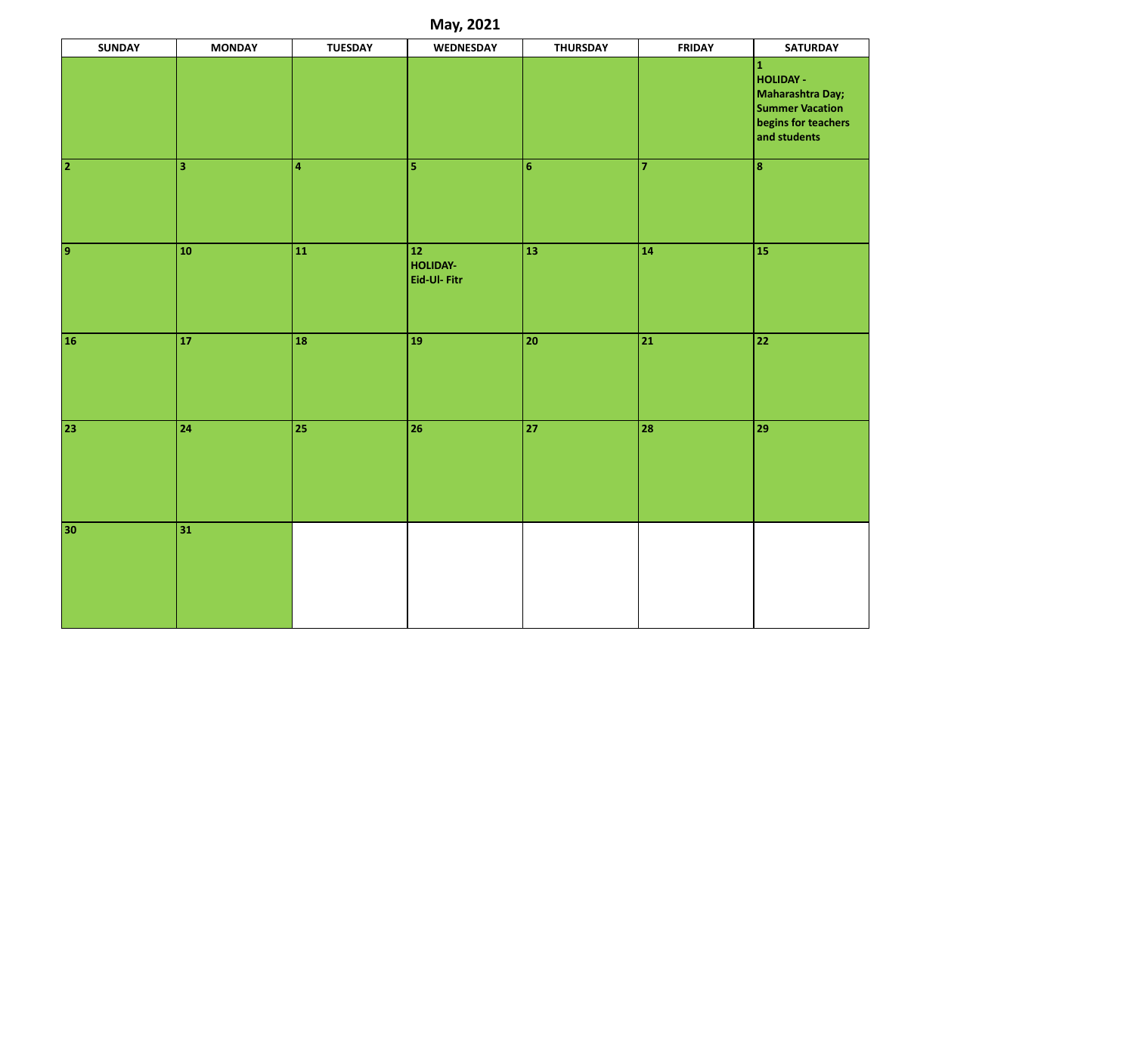# May, 2021

| SUNDAY | MONDAY | TUESDAY | WEDNESDAY | THURSDAY | FRIDAY | SATURDAY |
|---|---|---|---|---|---|---|
| | | | | | | **1** **HOLIDAY - Maharashtra Day; Summer Vacation begins for teachers and students** |
| **2** | **3** | **4** | **5** | **6** | **7** | **8** |
| **9** | **10** | **11** | **12** **HOLIDAY- Eid-Ul- Fitr** | **13** | **14** | **15** |
| **16** | **17** | **18** | **19** | **20** | **21** | **22** |
| **23** | **24** | **25** | **26** | **27** | **28** | **29** |
| **30** | **31** | | | | | |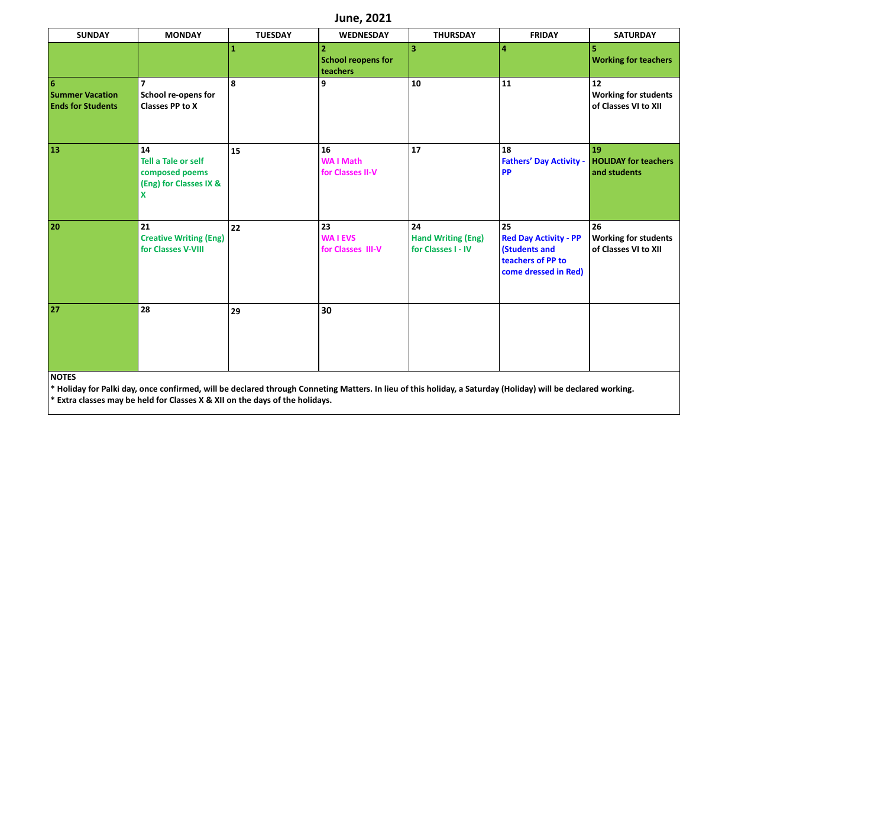# June, 2021

| SUNDAY | MONDAY | TUESDAY | WEDNESDAY | THURSDAY | FRIDAY | SATURDAY |
|---|---|---|---|---|---|---|
| | | 1 | 2 School reopens for teachers | 3 | 4 | 5 Working for teachers |
| 6 Summer Vacation Ends for Students | 7 School re-opens for Classes PP to X | 8 | 9 | 10 | 11 | 12 Working for students of Classes VI to XII |
| 13 | 14 Tell a Tale or self composed poems (Eng) for Classes IX & X | 15 | 16 WA I Math for Classes II-V | 17 | 18 Fathers' Day Activity - PP | 19 HOLIDAY for teachers and students |
| 20 | 21 Creative Writing (Eng) for Classes V-VIII | 22 | 23 WA I EVS for Classes III-V | 24 Hand Writing (Eng) for Classes I - IV | 25 Red Day Activity - PP (Students and teachers of PP to come dressed in Red) | 26 Working for students of Classes VI to XII |
| 27 | 28 | 29 | 30 | | | |

**NOTES**

**\* Holiday for Palki day, once confirmed, will be declared through Conneting Matters. In lieu of this holiday, a Saturday (Holiday) will be declared working.**

**\* Extra classes may be held for Classes X & XII on the days of the holidays.**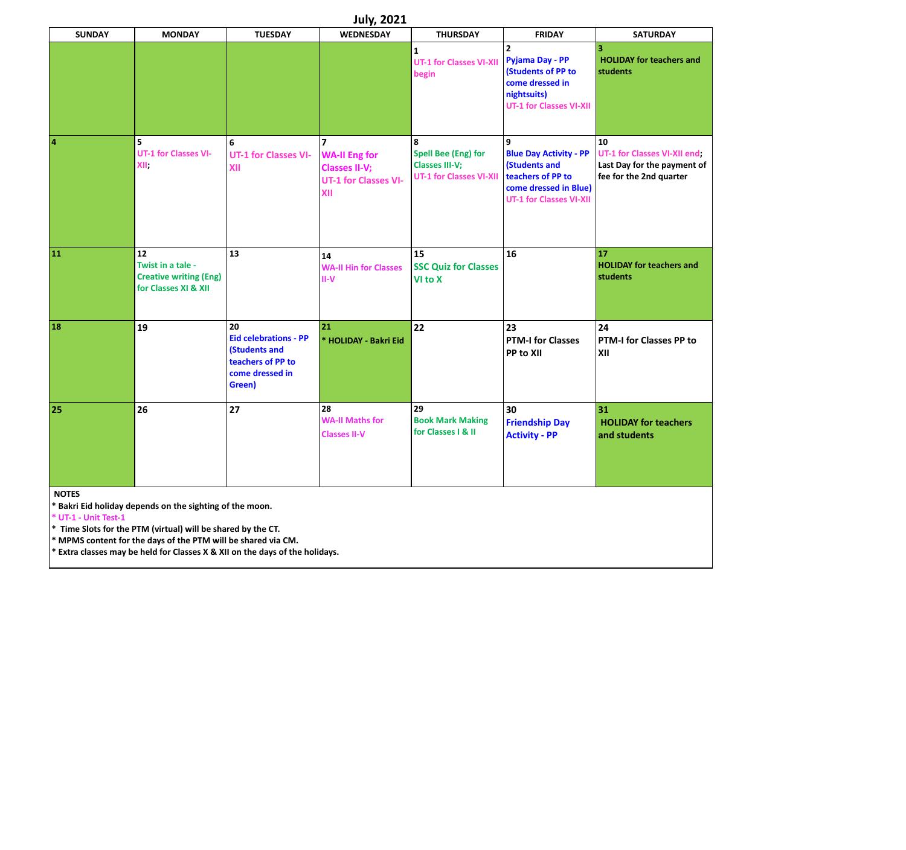# July, 2021

| SUNDAY | MONDAY | TUESDAY | WEDNESDAY | THURSDAY | FRIDAY | SATURDAY |
|---|---|---|---|---|---|---|
| | | | | 1 UT-1 for Classes VI-XII begin | 2 Pyjama Day - PP (Students of PP to come dressed in nightsuits) UT-1 for Classes VI-XII | 3 HOLIDAY for teachers and students |
| 4 | 5 UT-1 for Classes VI-XII; | 6 UT-1 for Classes VI-XII | 7 WA-II Eng for Classes II-V; UT-1 for Classes VI-XII | 8 Spell Bee (Eng) for Classes III-V; UT-1 for Classes VI-XII | 9 Blue Day Activity - PP (Students and teachers of PP to come dressed in Blue) UT-1 for Classes VI-XII | 10 UT-1 for Classes VI-XII end; Last Day for the payment of fee for the 2nd quarter |
| 11 | 12 Twist in a tale - Creative writing (Eng) for Classes XI & XII | 13 | 14 WA-II Hin for Classes II-V | 15 SSC Quiz for Classes VI to X | 16 | 17 HOLIDAY for teachers and students |
| 18 | 19 | 20 Eid celebrations - PP (Students and teachers of PP to come dressed in Green) | 21 * HOLIDAY - Bakri Eid | 22 | 23 PTM-I for Classes PP to XII | 24 PTM-I for Classes PP to XII |
| 25 | 26 | 27 | 28 WA-II Maths for Classes II-V | 29 Book Mark Making for Classes I & II | 30 Friendship Day Activity - PP | 31 HOLIDAY for teachers and students |

**NOTES**

* Bakri Eid holiday depends on the sighting of the moon.
* UT-1 - Unit Test-1
* Time Slots for the PTM (virtual) will be shared by the CT.
* MPMS content for the days of the PTM will be shared via CM.
* Extra classes may be held for Classes X & XII on the days of the holidays.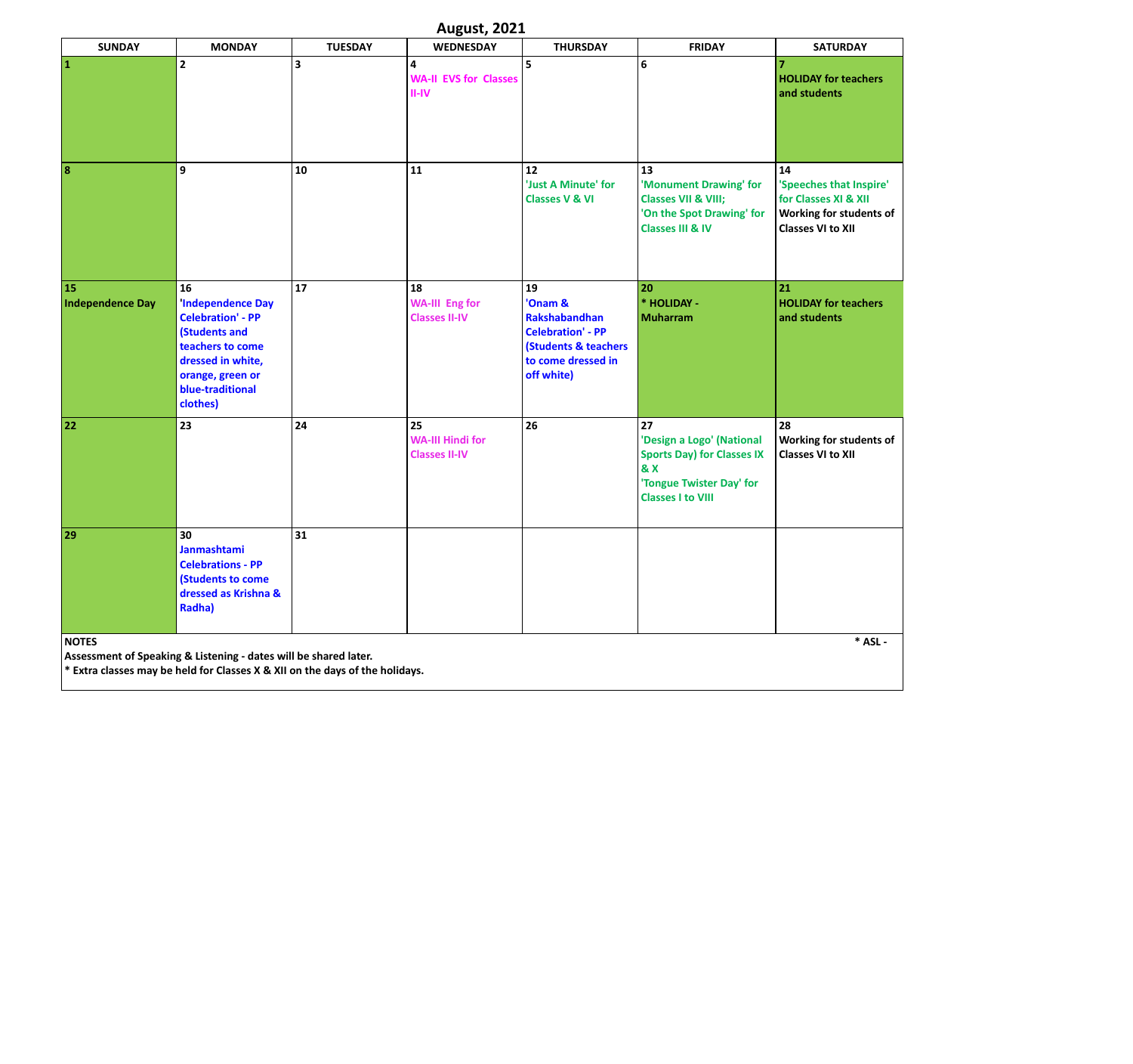# August, 2021

| SUNDAY | MONDAY | TUESDAY | WEDNESDAY | THURSDAY | FRIDAY | SATURDAY |
|---|---|---|---|---|---|---|
| 1 | 2 | 3 | 4 WA-II EVS for Classes II-IV | 5 | 6 | 7 HOLIDAY for teachers and students |
| 8 | 9 | 10 | 11 | 12 'Just A Minute' for Classes V & VI | 13 'Monument Drawing' for Classes VII & VIII; 'On the Spot Drawing' for Classes III & IV | 14 'Speeches that Inspire' for Classes XI & XII Working for students of Classes VI to XII |
| 15 Independence Day | 16 'Independence Day Celebration' - PP (Students and teachers to come dressed in white, orange, green or blue-traditional clothes) | 17 | 18 WA-III Eng for Classes II-IV | 19 'Onam & Rakshabandhan Celebration' - PP (Students & teachers to come dressed in off white) | 20 * HOLIDAY - Muharram | 21 HOLIDAY for teachers and students |
| 22 | 23 | 24 | 25 WA-III Hindi for Classes II-IV | 26 | 27 'Design a Logo' (National Sports Day) for Classes IX & X 'Tongue Twister Day' for Classes I to VIII | 28 Working for students of Classes VI to XII |
| 29 | 30 Janmashtami Celebrations - PP (Students to come dressed as Krishna & Radha) | 31 | | | | |

**NOTES** *** ASL -**

**Assessment of Speaking & Listening - dates will be shared later.**

**\* Extra classes may be held for Classes X & XII on the days of the holidays.**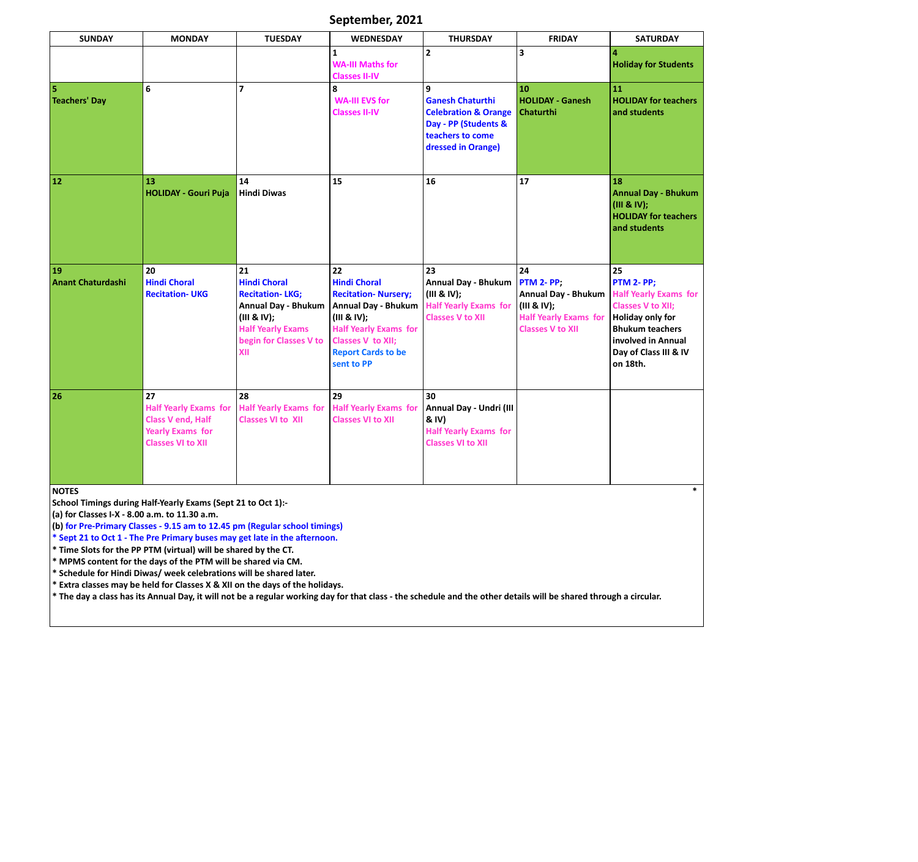# September, 2021

| SUNDAY | MONDAY | TUESDAY | WEDNESDAY | THURSDAY | FRIDAY | SATURDAY |
|---|---|---|---|---|---|---|
| | | | 1<br>WA-III Maths for Classes II-IV | 2 | 3 | 4<br>Holiday for Students |
| 5<br>Teachers' Day | 6 | 7 | 8<br>WA-III EVS for Classes II-IV | 9<br>Ganesh Chaturthi Celebration & Orange Day - PP (Students & teachers to come dressed in Orange) | 10<br>HOLIDAY - Ganesh Chaturthi | 11<br>HOLIDAY for teachers and students |
| 12 | 13<br>HOLIDAY - Gouri Puja | 14<br>Hindi Diwas | 15 | 16 | 17 | 18<br>Annual Day - Bhukum (III & IV);<br>HOLIDAY for teachers and students |
| 19<br>Anant Chaturdashi | 20<br>Hindi Choral Recitation- UKG | 21<br>Hindi Choral Recitation- LKG;<br>Annual Day - Bhukum (III & IV);<br>Half Yearly Exams begin for Classes V to XII | 22<br>Hindi Choral Recitation- Nursery;<br>Annual Day - Bhukum (III & IV);<br>Half Yearly Exams for Classes V to XII;<br>Report Cards to be sent to PP | 23<br>Annual Day - Bhukum (III & IV);<br>Half Yearly Exams for Classes V to XII | 24<br>PTM 2- PP;<br>Annual Day - Bhukum (III & IV);<br>Half Yearly Exams for Classes V to XII | 25<br>PTM 2- PP;<br>Half Yearly Exams for Classes V to XII;<br>Holiday only for Bhukum teachers involved in Annual Day of Class III & IV on 18th. |
| 26 | 27<br>Half Yearly Exams for Class V end, Half Yearly Exams for Classes VI to XII | 28<br>Half Yearly Exams for Classes VI to XII | 29<br>Half Yearly Exams for Classes VI to XII | 30<br>Annual Day - Undri (III & IV)<br>Half Yearly Exams for Classes VI to XII | | |

**NOTES**

**School Timings during Half-Yearly Exams (Sept 21 to Oct 1):-**

**(a) for Classes I-X - 8.00 a.m. to 11.30 a.m.**

**(b) for Pre-Primary Classes - 9.15 am to 12.45 pm (Regular school timings)**

**\* Sept 21 to Oct 1 - The Pre Primary buses may get late in the afternoon.**

**\* Time Slots for the PP PTM (virtual) will be shared by the CT.**

**\* MPMS content for the days of the PTM will be shared via CM.**

**\* Schedule for Hindi Diwas/ week celebrations will be shared later.**

**\* Extra classes may be held for Classes X & XII on the days of the holidays.**

**\* The day a class has its Annual Day, it will not be a regular working day for that class - the schedule and the other details will be shared through a circular.**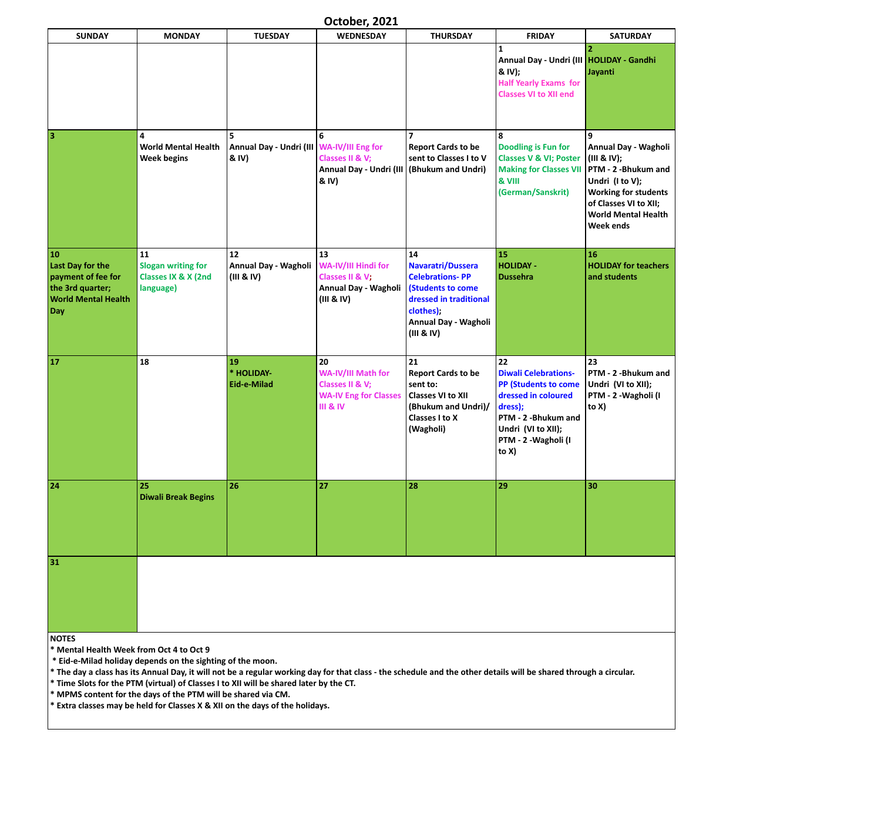# October, 2021

| SUNDAY | MONDAY | TUESDAY | WEDNESDAY | THURSDAY | FRIDAY | SATURDAY |
|---|---|---|---|---|---|---|
| | | | | | 1<br>Annual Day - Undri (III & IV);<br>Half Yearly Exams for Classes VI to XII end | 2<br>HOLIDAY - Gandhi Jayanti |
| 3 | 4<br>World Mental Health Week begins | 5<br>Annual Day - Undri (III & IV) | 6<br>WA-IV/III Eng for Classes II & V;<br>Annual Day - Undri (III & IV) | 7<br>Report Cards to be sent to Classes I to V (Bhukum and Undri) | 8<br>Doodling is Fun for Classes V & VI; Poster Making for Classes VII & VIII (German/Sanskrit) | 9<br>Annual Day - Wagholi (III & IV);<br>PTM - 2 -Bhukum and Undri (I to V);<br>Working for students of Classes VI to XII;<br>World Mental Health Week ends |
| 10<br>Last Day for the payment of fee for the 3rd quarter;<br>World Mental Health Day | 11<br>Slogan writing for Classes IX & X (2nd language) | 12<br>Annual Day - Wagholi (III & IV) | 13<br>WA-IV/III Hindi for Classes II & V;<br>Annual Day - Wagholi (III & IV) | 14<br>Navaratri/Dussera Celebrations- PP (Students to come dressed in traditional clothes);<br>Annual Day - Wagholi (III & IV) | 15<br>HOLIDAY - Dussehra | 16<br>HOLIDAY for teachers and students |
| 17 | 18 | 19<br>* HOLIDAY- Eid-e-Milad | 20<br>WA-IV/III Math for Classes II & V;<br>WA-IV Eng for Classes III & IV | 21<br>Report Cards to be sent to:<br>Classes VI to XII (Bhukum and Undri)/<br>Classes I to X (Wagholi) | 22<br>Diwali Celebrations- PP (Students to come dressed in coloured dress);<br>PTM - 2 -Bhukum and Undri (VI to XII);<br>PTM - 2 -Wagholi (I to X) | 23<br>PTM - 2 -Bhukum and Undri (VI to XII);<br>PTM - 2 -Wagholi (I to X) |
| 24 | 25<br>Diwali Break Begins | 26 | 27 | 28 | 29 | 30 |
| 31 | | | | | | |

**NOTES**

* Mental Health Week from Oct 4 to Oct 9
* Eid-e-Milad holiday depends on the sighting of the moon.
* The day a class has its Annual Day, it will not be a regular working day for that class - the schedule and the other details will be shared through a circular.
* Time Slots for the PTM (virtual) of Classes I to XII will be shared later by the CT.
* MPMS content for the days of the PTM will be shared via CM.
* Extra classes may be held for Classes X & XII on the days of the holidays.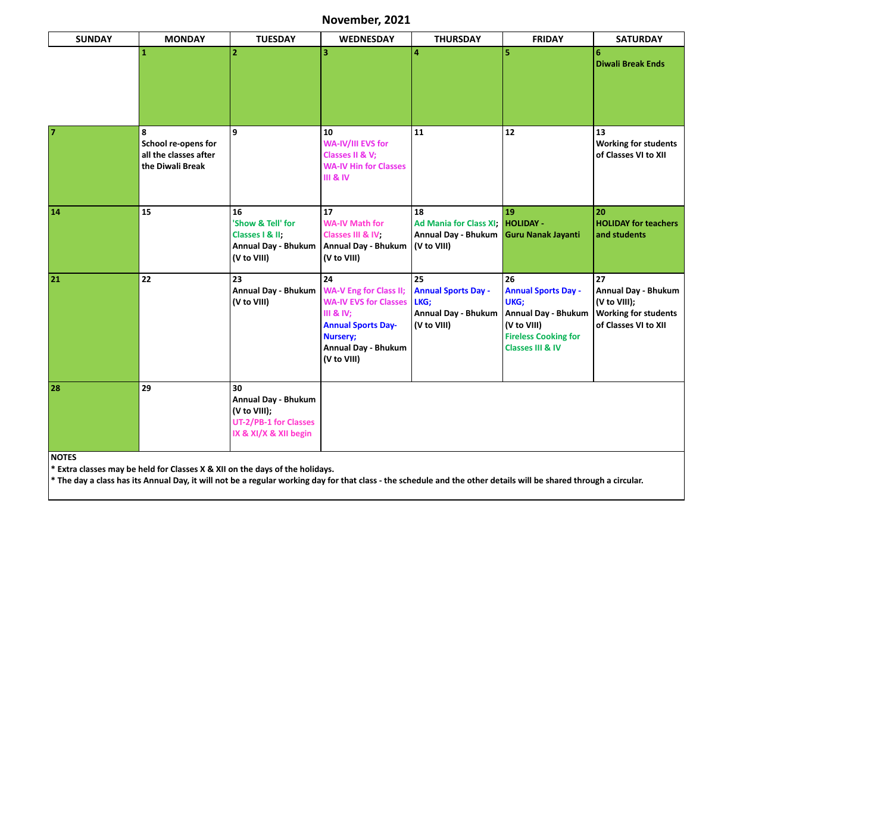# November, 2021

| SUNDAY | MONDAY | TUESDAY | WEDNESDAY | THURSDAY | FRIDAY | SATURDAY |
|---|---|---|---|---|---|---|
| | 1 | 2 | 3 | 4 | 5 | 6 Diwali Break Ends |
| 7 | 8 School re-opens for all the classes after the Diwali Break | 9 | 10 WA-IV/III EVS for Classes II & V; WA-IV Hin for Classes III & IV | 11 | 12 | 13 Working for students of Classes VI to XII |
| 14 | 15 | 16 'Show & Tell' for Classes I & II; Annual Day - Bhukum (V to VIII) | 17 WA-IV Math for Classes III & IV; Annual Day - Bhukum (V to VIII) | 18 Ad Mania for Class XI; Annual Day - Bhukum (V to VIII) | 19 HOLIDAY - Guru Nanak Jayanti | 20 HOLIDAY for teachers and students |
| 21 | 22 | 23 Annual Day - Bhukum (V to VIII) | 24 WA-V Eng for Class II; WA-IV EVS for Classes III & IV; Annual Sports Day- Nursery; Annual Day - Bhukum (V to VIII) | 25 Annual Sports Day - LKG; Annual Day - Bhukum (V to VIII) | 26 Annual Sports Day - UKG; Annual Day - Bhukum (V to VIII) Fireless Cooking for Classes III & IV | 27 Annual Day - Bhukum (V to VIII); Working for students of Classes VI to XII |
| 28 | 29 | 30 Annual Day - Bhukum (V to VIII); UT-2/PB-1 for Classes IX & XI/X & XII begin | | | | |

**NOTES**

**\* Extra classes may be held for Classes X & XII on the days of the holidays.**

**\* The day a class has its Annual Day, it will not be a regular working day for that class - the schedule and the other details will be shared through a circular.**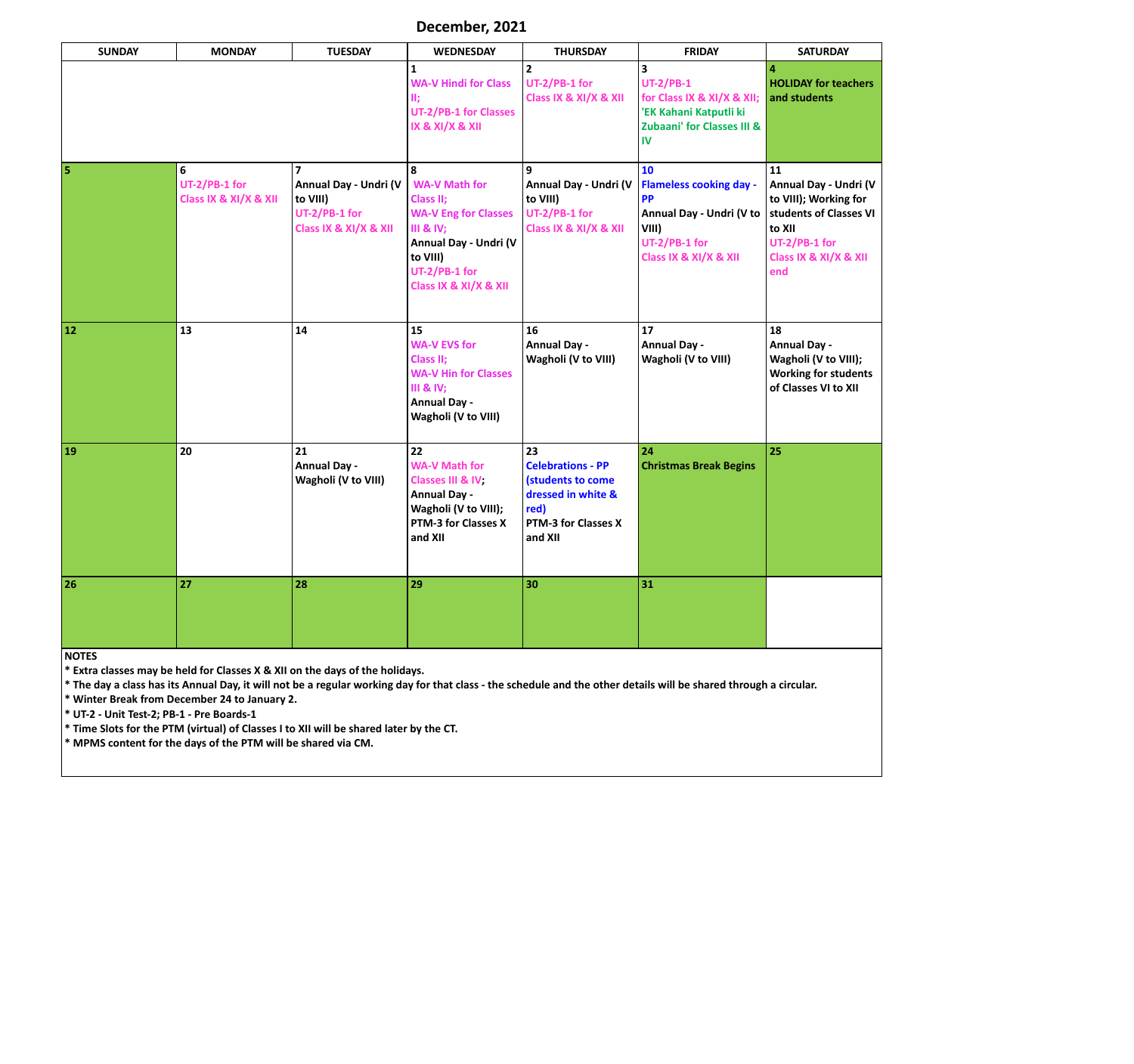# December, 2021

| SUNDAY | MONDAY | TUESDAY | WEDNESDAY | THURSDAY | FRIDAY | SATURDAY |
|---|---|---|---|---|---|---|
| | | | 1<br>WA-V Hindi for Class II;<br>UT-2/PB-1 for Classes IX & XI/X & XII | 2<br>UT-2/PB-1 for Class IX & XI/X & XII | 3<br>UT-2/PB-1 for Class IX & XI/X & XII;<br>'EK Kahani Katputli ki Zubaani' for Classes III & IV | 4<br>HOLIDAY for teachers and students |
| 5 | 6<br>UT-2/PB-1 for Class IX & XI/X & XII | 7<br>Annual Day - Undri (V to VIII)<br>UT-2/PB-1 for Class IX & XI/X & XII | 8<br>WA-V Math for Class II;<br>WA-V Eng for Classes III & IV;<br>Annual Day - Undri (V to VIII)<br>UT-2/PB-1 for Class IX & XI/X & XII | 9<br>Annual Day - Undri (V to VIII)<br>UT-2/PB-1 for Class IX & XI/X & XII | 10<br>Flameless cooking day - PP<br>Annual Day - Undri (V to VIII)<br>UT-2/PB-1 for Class IX & XI/X & XII | 11<br>Annual Day - Undri (V to VIII); Working for students of Classes VI to XII<br>UT-2/PB-1 for Class IX & XI/X & XII end |
| 12 | 13 | 14 | 15<br>WA-V EVS for Class II;<br>WA-V Hin for Classes III & IV;<br>Annual Day - Wagholi (V to VIII) | 16<br>Annual Day - Wagholi (V to VIII) | 17<br>Annual Day - Wagholi (V to VIII) | 18<br>Annual Day - Wagholi (V to VIII); Working for students of Classes VI to XII |
| 19 | 20 | 21<br>Annual Day - Wagholi (V to VIII) | 22<br>WA-V Math for Classes III & IV;<br>Annual Day - Wagholi (V to VIII);<br>PTM-3 for Classes X and XII | 23<br>Celebrations - PP (students to come dressed in white & red)<br>PTM-3 for Classes X and XII | 24<br>Christmas Break Begins | 25 |
| 26 | 27 | 28 | 29 | 30 | 31 | |

**NOTES**

* Extra classes may be held for Classes X & XII on the days of the holidays.
* The day a class has its Annual Day, it will not be a regular working day for that class - the schedule and the other details will be shared through a circular.
* Winter Break from December 24 to January 2.
* UT-2 - Unit Test-2; PB-1 - Pre Boards-1
* Time Slots for the PTM (virtual) of Classes I to XII will be shared later by the CT.
* MPMS content for the days of the PTM will be shared via CM.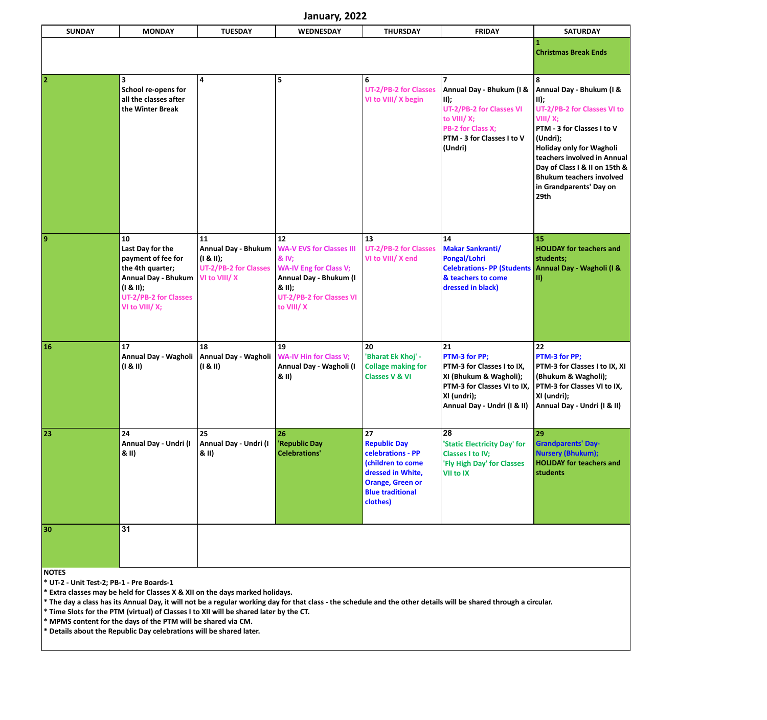# January, 2022

| SUNDAY | MONDAY | TUESDAY | WEDNESDAY | THURSDAY | FRIDAY | SATURDAY |
|---|---|---|---|---|---|---|
| | | | | | | **1** Christmas Break Ends |
| **2** | **3** School re-opens for all the classes after the Winter Break | **4** | **5** | **6** UT-2/PB-2 for Classes VI to VIII/ X begin | **7** Annual Day - Bhukum (I & II); UT-2/PB-2 for Classes VI to VIII/ X; PB-2 for Class X; PTM - 3 for Classes I to V (Undri) | **8** Annual Day - Bhukum (I & II); UT-2/PB-2 for Classes VI to VIII/ X; PTM - 3 for Classes I to V (Undri); Holiday only for Wagholi teachers involved in Annual Day of Class I & II on 15th & Bhukum teachers involved in Grandparents' Day on 29th |
| **9** | **10** Last Day for the payment of fee for the 4th quarter; Annual Day - Bhukum (I & II); UT-2/PB-2 for Classes VI to VIII/ X; | **11** Annual Day - Bhukum (I & II); UT-2/PB-2 for Classes VI to VIII/ X | **12** WA-V EVS for Classes III & IV; WA-IV Eng for Class V; Annual Day - Bhukum (I & II); UT-2/PB-2 for Classes VI to VIII/ X | **13** UT-2/PB-2 for Classes VI to VIII/ X end | **14** Makar Sankranti/ Pongal/Lohri Celebrations- PP (Students & teachers to come dressed in black) | **15** HOLIDAY for teachers and students; Annual Day - Wagholi (I & II) |
| **16** | **17** Annual Day - Wagholi (I & II) | **18** Annual Day - Wagholi (I & II) | **19** WA-IV Hin for Class V; Annual Day - Wagholi (I & II) | **20** 'Bharat Ek Khoj' - Collage making for Classes V & VI | **21** PTM-3 for PP; PTM-3 for Classes I to IX, XI (Bhukum & Wagholi); PTM-3 for Classes VI to IX, XI (undri); Annual Day - Undri (I & II) | **22** PTM-3 for PP; PTM-3 for Classes I to IX, XI (Bhukum & Wagholi); PTM-3 for Classes VI to IX, XI (undri); Annual Day - Undri (I & II) |
| **23** | **24** Annual Day - Undri (I & II) | **25** Annual Day - Undri (I & II) | **26** 'Republic Day Celebrations' | **27** Republic Day celebrations - PP (children to come dressed in White, Orange, Green or Blue traditional clothes) | **28** 'Static Electricity Day' for Classes I to IV; 'Fly High Day' for Classes VII to IX | **29** Grandparents' Day- Nursery (Bhukum); HOLIDAY for teachers and students |
| **30** | **31** | | | | | |

**NOTES**
* UT-2 - Unit Test-2; PB-1 - Pre Boards-1
* Extra classes may be held for Classes X & XII on the days marked holidays.
* The day a class has its Annual Day, it will not be a regular working day for that class - the schedule and the other details will be shared through a circular.
* Time Slots for the PTM (virtual) of Classes I to XII will be shared later by the CT.
* MPMS content for the days of the PTM will be shared via CM.
* Details about the Republic Day celebrations will be shared later.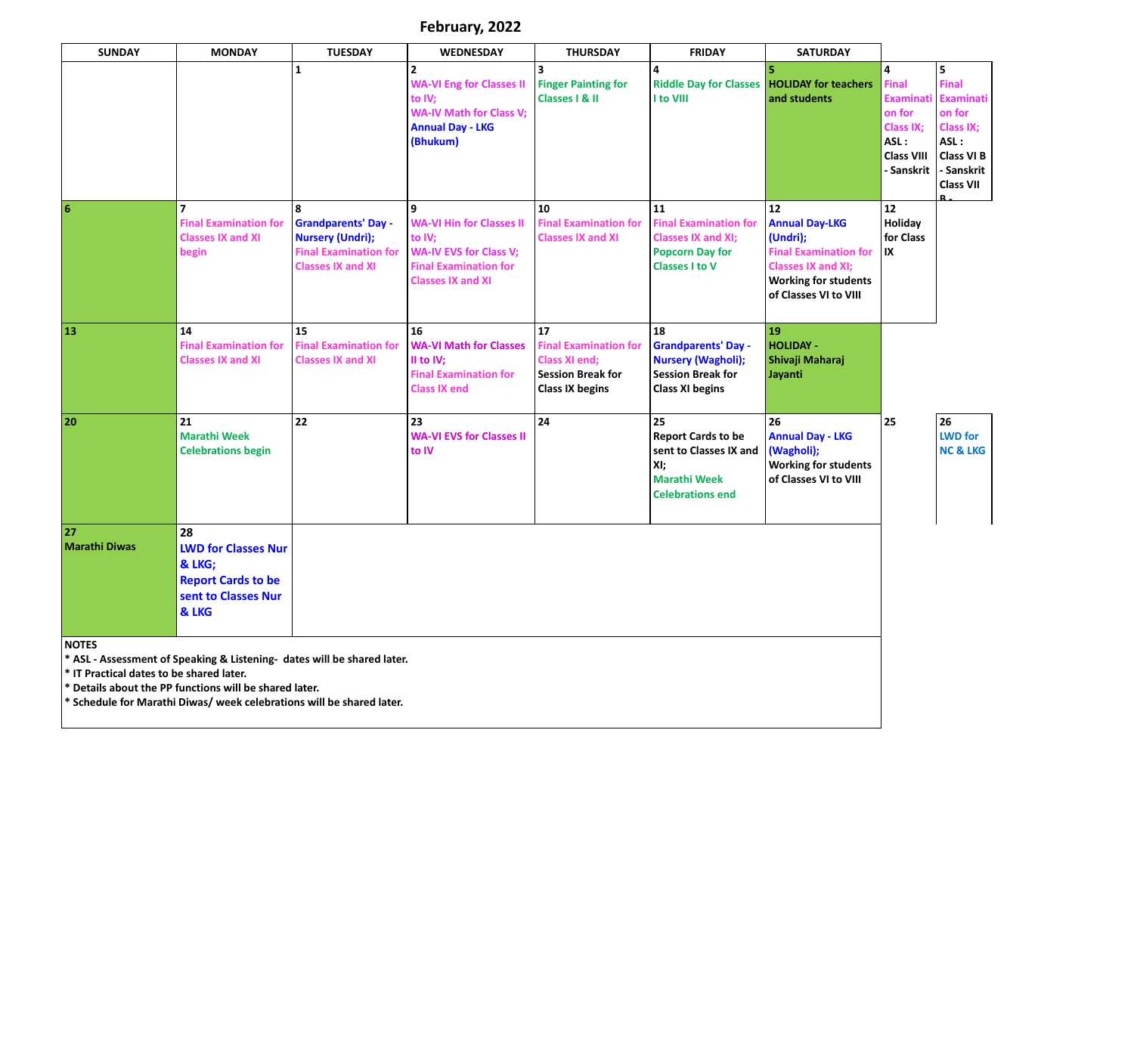# February, 2022

| SUNDAY | MONDAY | TUESDAY | WEDNESDAY | THURSDAY | FRIDAY | SATURDAY | | |
|---|---|---|---|---|---|---|---|---|
| | | 1 | 2 WA-VI Eng for Classes II to IV; WA-IV Math for Class V; Annual Day - LKG (Bhukum) | 3 Finger Painting for Classes I & II | 4 Riddle Day for Classes I to VIII | 5 HOLIDAY for teachers and students | 4 Final Examination for Class IX; ASL : Class VIII - Sanskrit | 5 Final Examination for Class IX; ASL : Class VI B - Sanskrit Class VII B - |
| 6 | 7 Final Examination for Classes IX and XI begin | 8 Grandparents' Day - Nursery (Undri); Final Examination for Classes IX and XI | 9 WA-VI Hin for Classes II to IV; WA-IV EVS for Class V; Final Examination for Classes IX and XI | 10 Final Examination for Classes IX and XI | 11 Final Examination for Classes IX and XI; Popcorn Day for Classes I to V | 12 Annual Day-LKG (Undri); Final Examination for Classes IX and XI; Working for students of Classes VI to VIII | 12 Holiday for Class IX | |
| 13 | 14 Final Examination for Classes IX and XI | 15 Final Examination for Classes IX and XI | 16 WA-VI Math for Classes II to IV; Final Examination for Class IX end | 17 Final Examination for Class XI end; Session Break for Class IX begins | 18 Grandparents' Day - Nursery (Wagholi); Session Break for Class XI begins | 19 HOLIDAY - Shivaji Maharaj Jayanti | | |
| 20 | 21 Marathi Week Celebrations begin | 22 | 23 WA-VI EVS for Classes II to IV | 24 | 25 Report Cards to be sent to Classes IX and XI; Marathi Week Celebrations end | 26 Annual Day - LKG (Wagholi); Working for students of Classes VI to VIII | 25 | 26 LWD for NC & LKG |
| 27 Marathi Diwas | 28 LWD for Classes Nur & LKG; Report Cards to be sent to Classes Nur & LKG | | | | | | | |

**NOTES**

* ASL - Assessment of Speaking & Listening- dates will be shared later.
* IT Practical dates to be shared later.
* Details about the PP functions will be shared later.
* Schedule for Marathi Diwas/ week celebrations will be shared later.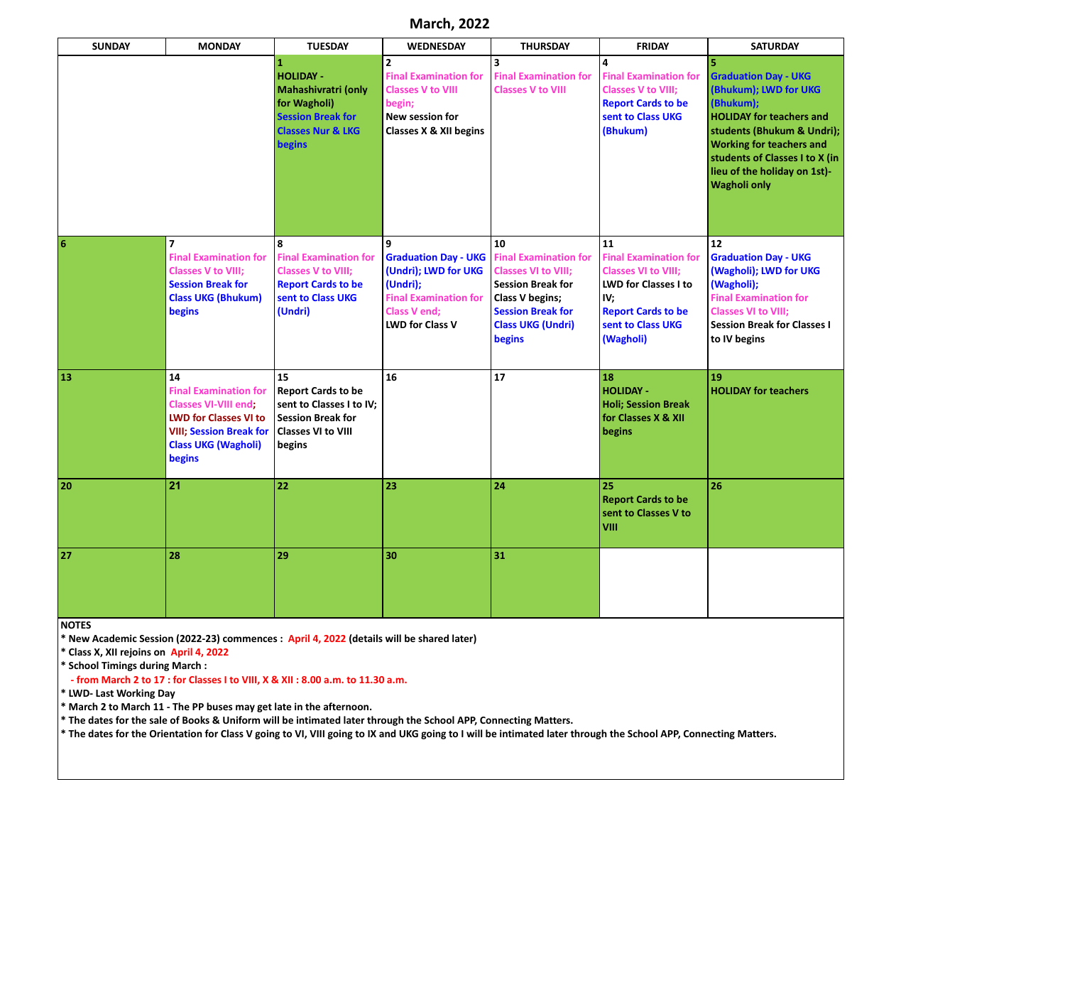# March, 2022

| SUNDAY | MONDAY | TUESDAY | WEDNESDAY | THURSDAY | FRIDAY | SATURDAY |
|---|---|---|---|---|---|---|
| | | 1 HOLIDAY - Mahashivratri (only for Wagholi) Session Break for Classes Nur & LKG begins | 2 Final Examination for Classes V to VIII begin; New session for Classes X & XII begins | 3 Final Examination for Classes V to VIII | 4 Final Examination for Classes V to VIII; Report Cards to be sent to Class UKG (Bhukum) | 5 Graduation Day - UKG (Bhukum); LWD for UKG (Bhukum); HOLIDAY for teachers and students (Bhukum & Undri); Working for teachers and students of Classes I to X (in lieu of the holiday on 1st)- Wagholi only |
| 6 | 7 Final Examination for Classes V to VIII; Session Break for Class UKG (Bhukum) begins | 8 Final Examination for Classes V to VIII; Report Cards to be sent to Class UKG (Undri) | 9 Graduation Day - UKG (Undri); LWD for UKG (Undri); Final Examination for Class V end; LWD for Class V | 10 Final Examination for Classes VI to VIII; Session Break for Class V begins; Session Break for Class UKG (Undri) begins | 11 Final Examination for Classes VI to VIII; LWD for Classes I to IV; Report Cards to be sent to Class UKG (Wagholi) | 12 Graduation Day - UKG (Wagholi); LWD for UKG (Wagholi); Final Examination for Classes VI to VIII; Session Break for Classes I to IV begins |
| 13 | 14 Final Examination for Classes VI-VIII end; LWD for Classes VI to VIII; Session Break for Class UKG (Wagholi) begins | 15 Report Cards to be sent to Classes I to IV; Session Break for Classes VI to VIII begins | 16 | 17 | 18 HOLIDAY - Holi; Session Break for Classes X & XII begins | 19 HOLIDAY for teachers |
| 20 | 21 | 22 | 23 | 24 | 25 Report Cards to be sent to Classes V to VIII | 26 |
| 27 | 28 | 29 | 30 | 31 | | |

**NOTES**

* New Academic Session (2022-23) commences : April 4, 2022 (details will be shared later)
* Class X, XII rejoins on April 4, 2022
* School Timings during March :
  - from March 2 to 17 : for Classes I to VIII, X & XII : 8.00 a.m. to 11.30 a.m.
* LWD- Last Working Day
* March 2 to March 11 - The PP buses may get late in the afternoon.
* The dates for the sale of Books & Uniform will be intimated later through the School APP, Connecting Matters.
* The dates for the Orientation for Class V going to VI, VIII going to IX and UKG going to I will be intimated later through the School APP, Connecting Matters.